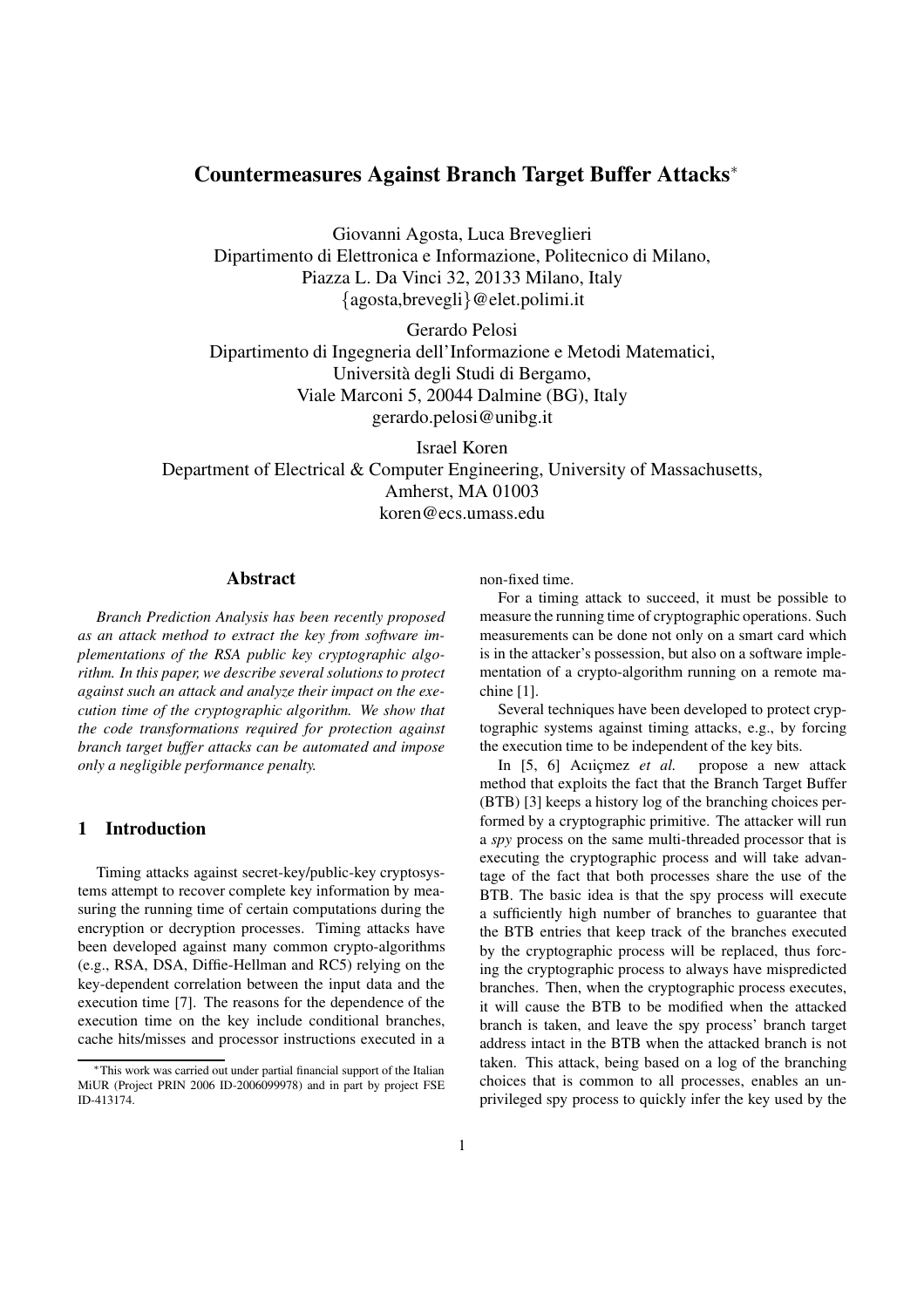# Countermeasures Against Branch Target Buffer Attacks*

Giovanni Agosta, Luca Breveglieri
Dipartimento di Elettronica e Informazione, Politecnico di Milano,
Piazza L. Da Vinci 32, 20133 Milano, Italy
{agosta,brevegli}@elet.polimi.it

Gerardo Pelosi
Dipartimento di Ingegneria dell'Informazione e Metodi Matematici,
Università degli Studi di Bergamo,
Viale Marconi 5, 20044 Dalmine (BG), Italy
gerardo.pelosi@unibg.it

Israel Koren
Department of Electrical & Computer Engineering, University of Massachusetts,
Amherst, MA 01003
koren@ecs.umass.edu

## Abstract

*Branch Prediction Analysis has been recently proposed as an attack method to extract the key from software implementations of the RSA public key cryptographic algorithm. In this paper, we describe several solutions to protect against such an attack and analyze their impact on the execution time of the cryptographic algorithm. We show that the code transformations required for protection against branch target buffer attacks can be automated and impose only a negligible performance penalty.*

## 1 Introduction

Timing attacks against secret-key/public-key cryptosystems attempt to recover complete key information by measuring the running time of certain computations during the encryption or decryption processes. Timing attacks have been developed against many common crypto-algorithms (e.g., RSA, DSA, Diffie-Hellman and RC5) relying on the key-dependent correlation between the input data and the execution time [7]. The reasons for the dependence of the execution time on the key include conditional branches, cache hits/misses and processor instructions executed in a non-fixed time.

For a timing attack to succeed, it must be possible to measure the running time of cryptographic operations. Such measurements can be done not only on a smart card which is in the attacker's possession, but also on a software implementation of a crypto-algorithm running on a remote machine [1].

Several techniques have been developed to protect cryptographic systems against timing attacks, e.g., by forcing the execution time to be independent of the key bits.

In [5, 6] Acıiçmez *et al.* propose a new attack method that exploits the fact that the Branch Target Buffer (BTB) [3] keeps a history log of the branching choices performed by a cryptographic primitive. The attacker will run a *spy* process on the same multi-threaded processor that is executing the cryptographic process and will take advantage of the fact that both processes share the use of the BTB. The basic idea is that the spy process will execute a sufficiently high number of branches to guarantee that the BTB entries that keep track of the branches executed by the cryptographic process will be replaced, thus forcing the cryptographic process to always have mispredicted branches. Then, when the cryptographic process executes, it will cause the BTB to be modified when the attacked branch is taken, and leave the spy process' branch target address intact in the BTB when the attacked branch is not taken. This attack, being based on a log of the branching choices that is common to all processes, enables an unprivileged spy process to quickly infer the key used by the

*This work was carried out under partial financial support of the Italian MiUR (Project PRIN 2006 ID-2006099978) and in part by project FSE ID-413174.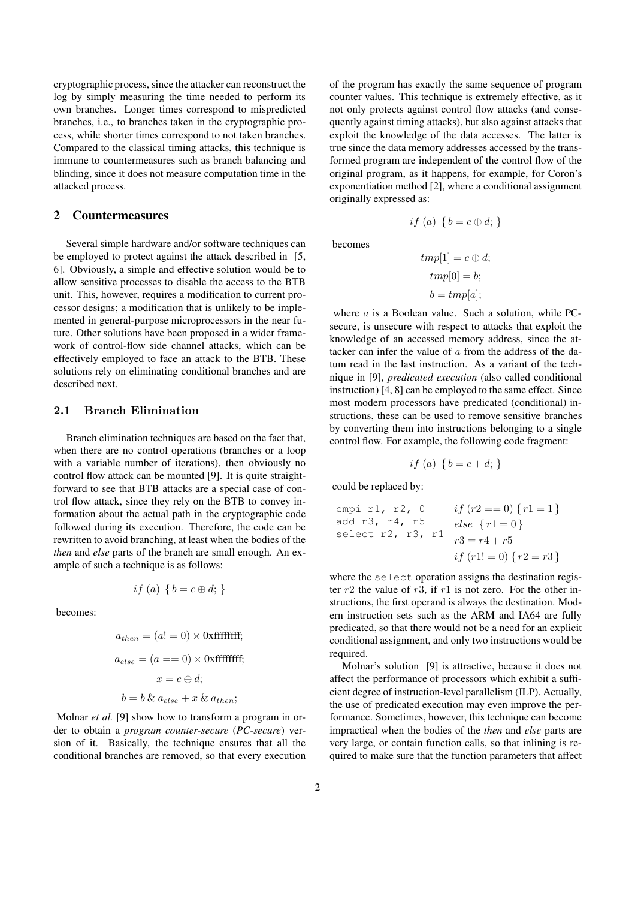cryptographic process, since the attacker can reconstruct the log by simply measuring the time needed to perform its own branches. Longer times correspond to mispredicted branches, i.e., to branches taken in the cryptographic process, while shorter times correspond to not taken branches. Compared to the classical timing attacks, this technique is immune to countermeasures such as branch balancing and blinding, since it does not measure computation time in the attacked process.

## 2 Countermeasures

Several simple hardware and/or software techniques can be employed to protect against the attack described in [5, 6]. Obviously, a simple and effective solution would be to allow sensitive processes to disable the access to the BTB unit. This, however, requires a modification to current processor designs; a modification that is unlikely to be implemented in general-purpose microprocessors in the near future. Other solutions have been proposed in a wider framework of control-flow side channel attacks, which can be effectively employed to face an attack to the BTB. These solutions rely on eliminating conditional branches and are described next.

### 2.1 Branch Elimination

Branch elimination techniques are based on the fact that, when there are no control operations (branches or a loop with a variable number of iterations), then obviously no control flow attack can be mounted [9]. It is quite straightforward to see that BTB attacks are a special case of control flow attack, since they rely on the BTB to convey information about the actual path in the cryptographic code followed during its execution. Therefore, the code can be rewritten to avoid branching, at least when the bodies of the *then* and *else* parts of the branch are small enough. An example of such a technique is as follows:

$$if\ (a)\ \{ b = c \oplus d; \}$$

becomes:

$$a_{then} = (a! = 0) \times 0\text{xffffffff};$$

$$a_{else} = (a == 0) \times 0\text{xffffffff};$$

$$x = c \oplus d;$$

$$b = b \,\&\, a_{else} + x \,\&\, a_{then};$$

Molnar *et al.* [9] show how to transform a program in order to obtain a *program counter-secure* (*PC-secure*) version of it. Basically, the technique ensures that all the conditional branches are removed, so that every execution of the program has exactly the same sequence of program counter values. This technique is extremely effective, as it not only protects against control flow attacks (and consequently against timing attacks), but also against attacks that exploit the knowledge of the data accesses. The latter is true since the data memory addresses accessed by the transformed program are independent of the control flow of the original program, as it happens, for example, for Coron's exponentiation method [2], where a conditional assignment originally expressed as:

$$if\ (a)\ \{ b = c \oplus d; \}$$

becomes

$$tmp[1] = c \oplus d;$$

$$tmp[0] = b;$$

$$b = tmp[a];$$

where $a$ is a Boolean value. Such a solution, while PC-secure, is unsecure with respect to attacks that exploit the knowledge of an accessed memory address, since the attacker can infer the value of $a$ from the address of the datum read in the last instruction. As a variant of the technique in [9], *predicated execution* (also called conditional instruction) [4, 8] can be employed to the same effect. Since most modern processors have predicated (conditional) instructions, these can be used to remove sensitive branches by converting them into instructions belonging to a single control flow. For example, the following code fragment:

$$if\ (a)\ \{ b = c + d; \}$$

could be replaced by:

```
cmpi r1, r2, 0
add r3, r4, r5
select r2, r3, r1
```

$$if\ (r2 == 0)\ \{ r1 = 1 \}\ else\ \{ r1 = 0 \}$$

$$r3 = r4 + r5$$

$$if\ (r1! = 0)\ \{ r2 = r3 \}$$

where the `select` operation assigns the destination register $r2$ the value of $r3$, if $r1$ is not zero. For the other instructions, the first operand is always the destination. Modern instruction sets such as the ARM and IA64 are fully predicated, so that there would not be a need for an explicit conditional assignment, and only two instructions would be required.

Molnar's solution [9] is attractive, because it does not affect the performance of processors which exhibit a sufficient degree of instruction-level parallelism (ILP). Actually, the use of predicated execution may even improve the performance. Sometimes, however, this technique can become impractical when the bodies of the *then* and *else* parts are very large, or contain function calls, so that inlining is required to make sure that the function parameters that affect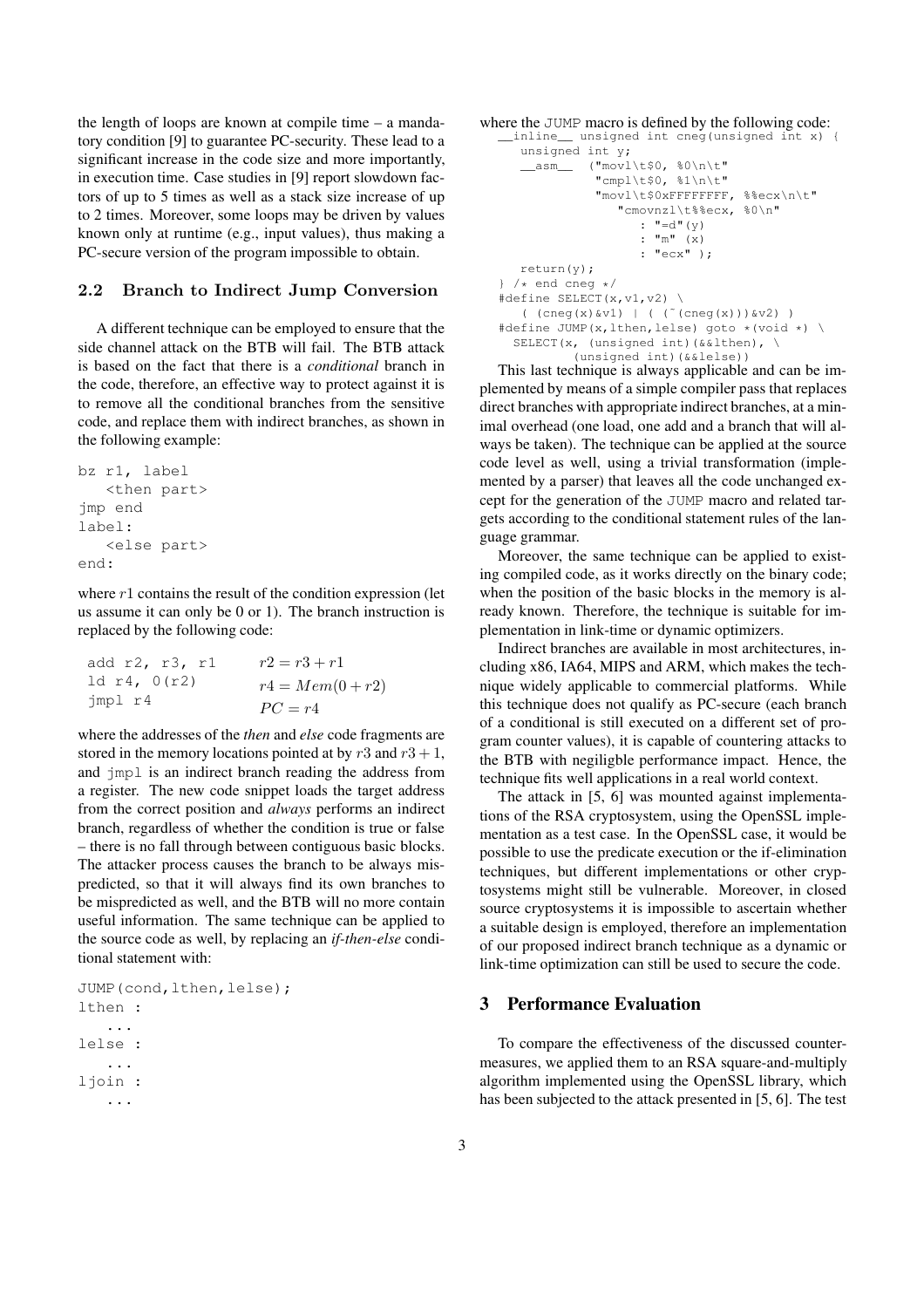the length of loops are known at compile time – a mandatory condition [9] to guarantee PC-security. These lead to a significant increase in the code size and more importantly, in execution time. Case studies in [9] report slowdown factors of up to 5 times as well as a stack size increase of up to 2 times. Moreover, some loops may be driven by values known only at runtime (e.g., input values), thus making a PC-secure version of the program impossible to obtain.

### 2.2 Branch to Indirect Jump Conversion

A different technique can be employed to ensure that the side channel attack on the BTB will fail. The BTB attack is based on the fact that there is a *conditional* branch in the code, therefore, an effective way to protect against it is to remove all the conditional branches from the sensitive code, and replace them with indirect branches, as shown in the following example:

```
bz r1, label
   <then part>
jmp end
label:
   <else part>
end:
```

where $r1$ contains the result of the condition expression (let us assume it can only be 0 or 1). The branch instruction is replaced by the following code:

| | |
|---|---|
| `add r2, r3, r1` | $r2 = r3 + r1$ |
| `ld r4, 0(r2)` | $r4 = Mem(0 + r2)$ |
| `jmpl r4` | $PC = r4$ |

where the addresses of the *then* and *else* code fragments are stored in the memory locations pointed at by $r3$ and $r3 + 1$, and `jmpl` is an indirect branch reading the address from a register. The new code snippet loads the target address from the correct position and *always* performs an indirect branch, regardless of whether the condition is true or false – there is no fall through between contiguous basic blocks. The attacker process causes the branch to be always mispredicted, so that it will always find its own branches to be mispredicted as well, and the BTB will no more contain useful information. The same technique can be applied to the source code as well, by replacing an *if-then-else* conditional statement with:

```
JUMP(cond,lthen,lelse);
lthen :
   ...
lelse :
   ...
ljoin :
   ...
```

where the `JUMP` macro is defined by the following code:

```
__inline__ unsigned int cneg(unsigned int x) {
   unsigned int y;
   __asm__  ("movl\t$0, %0\n\t"
             "cmpl\t$0, %1\n\t"
             "movl\t$0xFFFFFFFF, %%ecx\n\t"
                "cmovnzl\t%%ecx, %0\n"
                   : "=d"(y)
                   : "m" (x)
                   : "ecx" );
   return(y);
} /* end cneg */
#define SELECT(x,v1,v2) \
   ( (cneg(x)&v1) | ( (~(cneg(x)))&v2) )
#define JUMP(x,lthen,lelse) goto *(void *) \
  SELECT(x, (unsigned int)(&&lthen), \
          (unsigned int)(&&lelse))
```

This last technique is always applicable and can be implemented by means of a simple compiler pass that replaces direct branches with appropriate indirect branches, at a minimal overhead (one load, one add and a branch that will always be taken). The technique can be applied at the source code level as well, using a trivial transformation (implemented by a parser) that leaves all the code unchanged except for the generation of the `JUMP` macro and related targets according to the conditional statement rules of the language grammar.

Moreover, the same technique can be applied to existing compiled code, as it works directly on the binary code; when the position of the basic blocks in the memory is already known. Therefore, the technique is suitable for implementation in link-time or dynamic optimizers.

Indirect branches are available in most architectures, including x86, IA64, MIPS and ARM, which makes the technique widely applicable to commercial platforms. While this technique does not qualify as PC-secure (each branch of a conditional is still executed on a different set of program counter values), it is capable of countering attacks to the BTB with negiligble performance impact. Hence, the technique fits well applications in a real world context.

The attack in [5, 6] was mounted against implementations of the RSA cryptosystem, using the OpenSSL implementation as a test case. In the OpenSSL case, it would be possible to use the predicate execution or the if-elimination techniques, but different implementations or other cryptosystems might still be vulnerable. Moreover, in closed source cryptosystems it is impossible to ascertain whether a suitable design is employed, therefore an implementation of our proposed indirect branch technique as a dynamic or link-time optimization can still be used to secure the code.

## 3 Performance Evaluation

To compare the effectiveness of the discussed countermeasures, we applied them to an RSA square-and-multiply algorithm implemented using the OpenSSL library, which has been subjected to the attack presented in [5, 6]. The test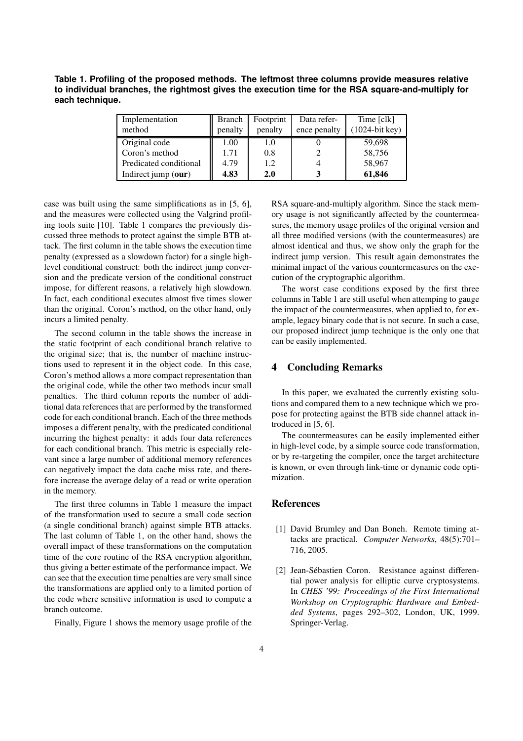**Table 1. Profiling of the proposed methods. The leftmost three columns provide measures relative to individual branches, the rightmost gives the execution time for the RSA square-and-multiply for each technique.**

| Implementation method | Branch penalty | Footprint penalty | Data reference penalty | Time [clk] (1024-bit key) |
|---|---|---|---|---|
| Original code | 1.00 | 1.0 | 0 | 59,698 |
| Coron's method | 1.71 | 0.8 | 2 | 58,756 |
| Predicated conditional | 4.79 | 1.2 | 4 | 58,967 |
| Indirect jump (**our**) | **4.83** | **2.0** | **3** | **61,846** |

case was built using the same simplifications as in [5, 6], and the measures were collected using the Valgrind profiling tools suite [10]. Table 1 compares the previously discussed three methods to protect against the simple BTB attack. The first column in the table shows the execution time penalty (expressed as a slowdown factor) for a single high-level conditional construct: both the indirect jump conversion and the predicate version of the conditional construct impose, for different reasons, a relatively high slowdown. In fact, each conditional executes almost five times slower than the original. Coron's method, on the other hand, only incurs a limited penalty.

The second column in the table shows the increase in the static footprint of each conditional branch relative to the original size; that is, the number of machine instructions used to represent it in the object code. In this case, Coron's method allows a more compact representation than the original code, while the other two methods incur small penalties. The third column reports the number of additional data references that are performed by the transformed code for each conditional branch. Each of the three methods imposes a different penalty, with the predicated conditional incurring the highest penalty: it adds four data references for each conditional branch. This metric is especially relevant since a large number of additional memory references can negatively impact the data cache miss rate, and therefore increase the average delay of a read or write operation in the memory.

The first three columns in Table 1 measure the impact of the transformation used to secure a small code section (a single conditional branch) against simple BTB attacks. The last column of Table 1, on the other hand, shows the overall impact of these transformations on the computation time of the core routine of the RSA encryption algorithm, thus giving a better estimate of the performance impact. We can see that the execution time penalties are very small since the transformations are applied only to a limited portion of the code where sensitive information is used to compute a branch outcome.

Finally, Figure 1 shows the memory usage profile of the RSA square-and-multiply algorithm. Since the stack memory usage is not significantly affected by the countermeasures, the memory usage profiles of the original version and all three modified versions (with the countermeasures) are almost identical and thus, we show only the graph for the indirect jump version. This result again demonstrates the minimal impact of the various countermeasures on the execution of the cryptographic algorithm.

The worst case conditions exposed by the first three columns in Table 1 are still useful when attemping to gauge the impact of the countermeasures, when applied to, for example, legacy binary code that is not secure. In such a case, our proposed indirect jump technique is the only one that can be easily implemented.

## 4 Concluding Remarks

In this paper, we evaluated the currently existing solutions and compared them to a new technique which we propose for protecting against the BTB side channel attack introduced in [5, 6].

The countermeasures can be easily implemented either in high-level code, by a simple source code transformation, or by re-targeting the compiler, once the target architecture is known, or even through link-time or dynamic code optimization.

## References

[1] David Brumley and Dan Boneh. Remote timing attacks are practical. *Computer Networks*, 48(5):701–716, 2005.

[2] Jean-Sébastien Coron. Resistance against differential power analysis for elliptic curve cryptosystems. In *CHES '99: Proceedings of the First International Workshop on Cryptographic Hardware and Embedded Systems*, pages 292–302, London, UK, 1999. Springer-Verlag.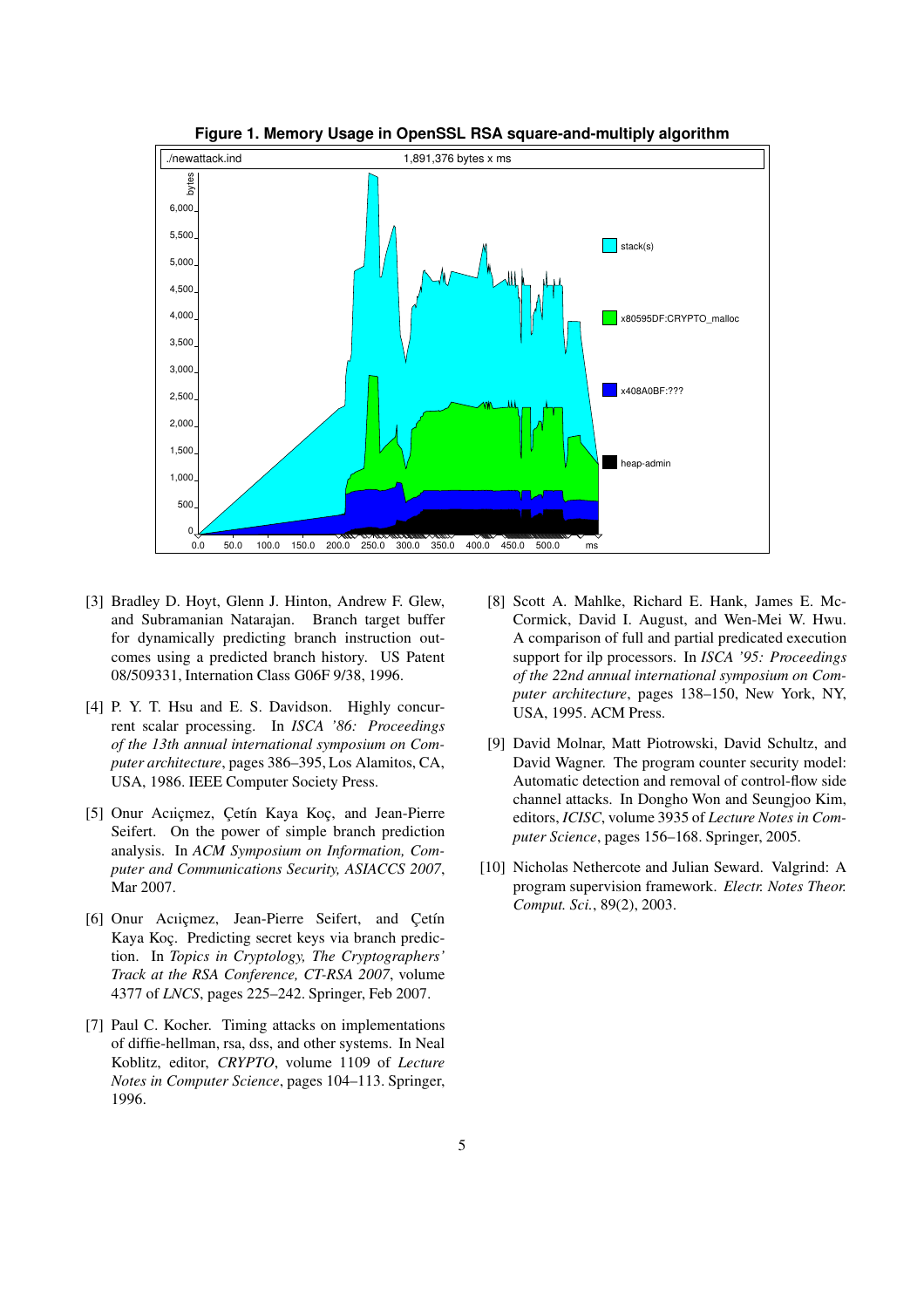**Figure 1. Memory Usage in OpenSSL RSA square-and-multiply algorithm**

./newattack.ind

1,891,376 bytes x ms

bytes

6,000

5,500

5,000

4,500

4,000

3,500

3,000

2,500

2,000

1,500

1,000

500

0

0.0 50.0 100.0 150.0 200.0 250.0 300.0 350.0 400.0 450.0 500.0 ms

stack(s)

x80595DF:CRYPTO_malloc

x408A0BF:???

heap-admin

[3] Bradley D. Hoyt, Glenn J. Hinton, Andrew F. Glew, and Subramanian Natarajan. Branch target buffer for dynamically predicting branch instruction outcomes using a predicted branch history. US Patent 08/509331, International Class G06F 9/38, 1996.

[4] P. Y. T. Hsu and E. S. Davidson. Highly concurrent scalar processing. In *ISCA '86: Proceedings of the 13th annual international symposium on Computer architecture*, pages 386–395, Los Alamitos, CA, USA, 1986. IEEE Computer Society Press.

[5] Onur Acıiçmez, Çetín Kaya Koç, and Jean-Pierre Seifert. On the power of simple branch prediction analysis. In *ACM Symposium on Information, Computer and Communications Security, ASIACCS 2007*, Mar 2007.

[6] Onur Acıiçmez, Jean-Pierre Seifert, and Çetín Kaya Koç. Predicting secret keys via branch prediction. In *Topics in Cryptology, The Cryptographers' Track at the RSA Conference, CT-RSA 2007*, volume 4377 of *LNCS*, pages 225–242. Springer, Feb 2007.

[7] Paul C. Kocher. Timing attacks on implementations of diffie-hellman, rsa, dss, and other systems. In Neal Koblitz, editor, *CRYPTO*, volume 1109 of *Lecture Notes in Computer Science*, pages 104–113. Springer, 1996.

[8] Scott A. Mahlke, Richard E. Hank, James E. McCormick, David I. August, and Wen-Mei W. Hwu. A comparison of full and partial predicated execution support for ilp processors. In *ISCA '95: Proceedings of the 22nd annual international symposium on Computer architecture*, pages 138–150, New York, NY, USA, 1995. ACM Press.

[9] David Molnar, Matt Piotrowski, David Schultz, and David Wagner. The program counter security model: Automatic detection and removal of control-flow side channel attacks. In Dongho Won and Seungjoo Kim, editors, *ICISC*, volume 3935 of *Lecture Notes in Computer Science*, pages 156–168. Springer, 2005.

[10] Nicholas Nethercote and Julian Seward. Valgrind: A program supervision framework. *Electr. Notes Theor. Comput. Sci.*, 89(2), 2003.